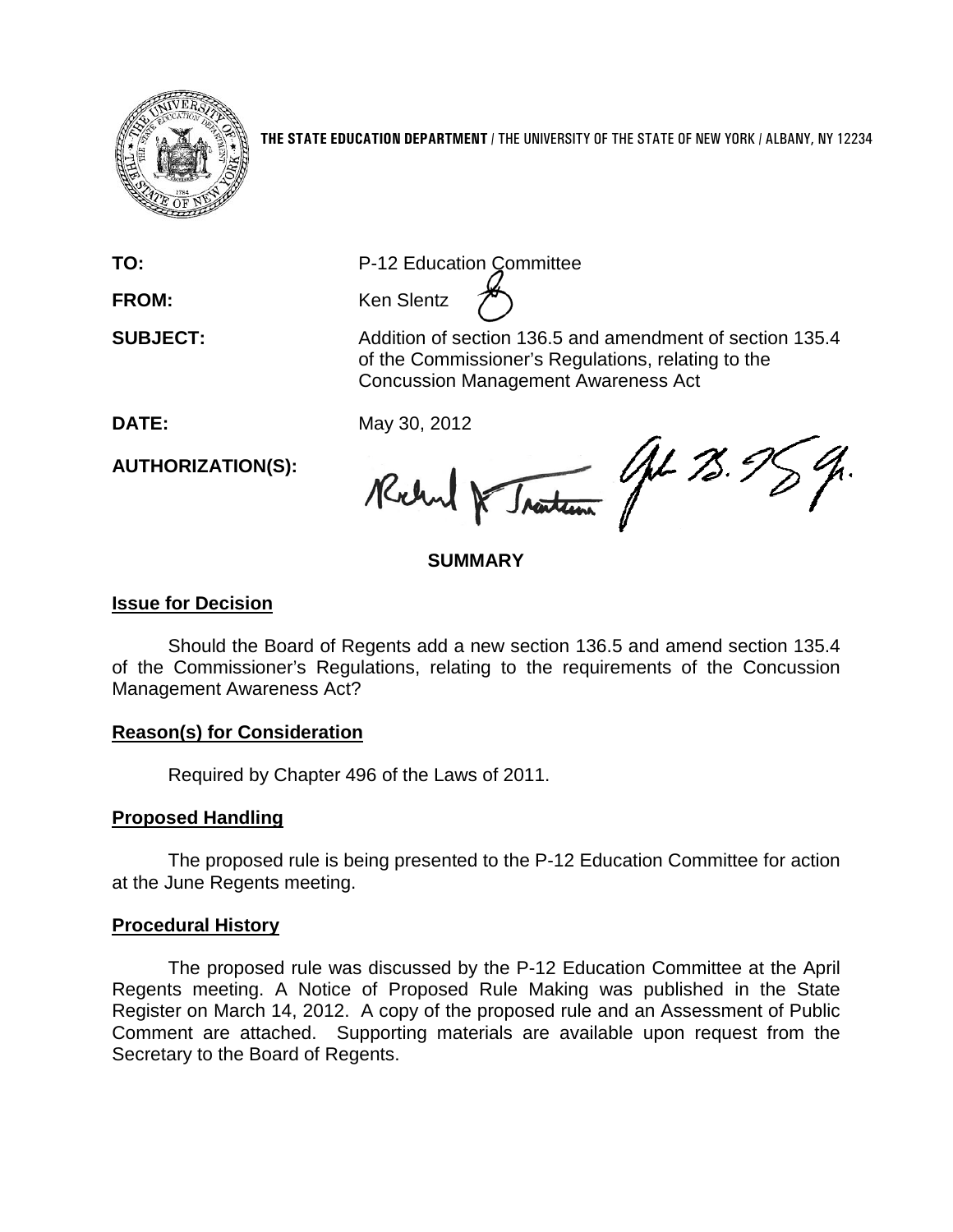**THE STATE EDUCATION DEPARTMENT** / THE UNIVERSITY OF THE STATE OF NEW YORK / ALBANY, NY 12234

**TO:** P-12 Education Committee

**FROM:** Ken Slentz

**SUBJECT:** Addition of section 136.5 and amendment of section 135.4 of the Commissioner's Regulations, relating to the Concussion Management Awareness Act

**DATE:** May 30, 2012

**AUTHORIZATION(S):**

**SUMMARY**

**Issue for Decision**

Should the Board of Regents add a new section 136.5 and amend section 135.4 of the Commissioner's Regulations, relating to the requirements of the Concussion Management Awareness Act?

**Reason(s) for Consideration**

Required by Chapter 496 of the Laws of 2011.

**Proposed Handling**

The proposed rule is being presented to the P-12 Education Committee for action at the June Regents meeting.

**Procedural History**

The proposed rule was discussed by the P-12 Education Committee at the April Regents meeting. A Notice of Proposed Rule Making was published in the State Register on March 14, 2012. A copy of the proposed rule and an Assessment of Public Comment are attached. Supporting materials are available upon request from the Secretary to the Board of Regents.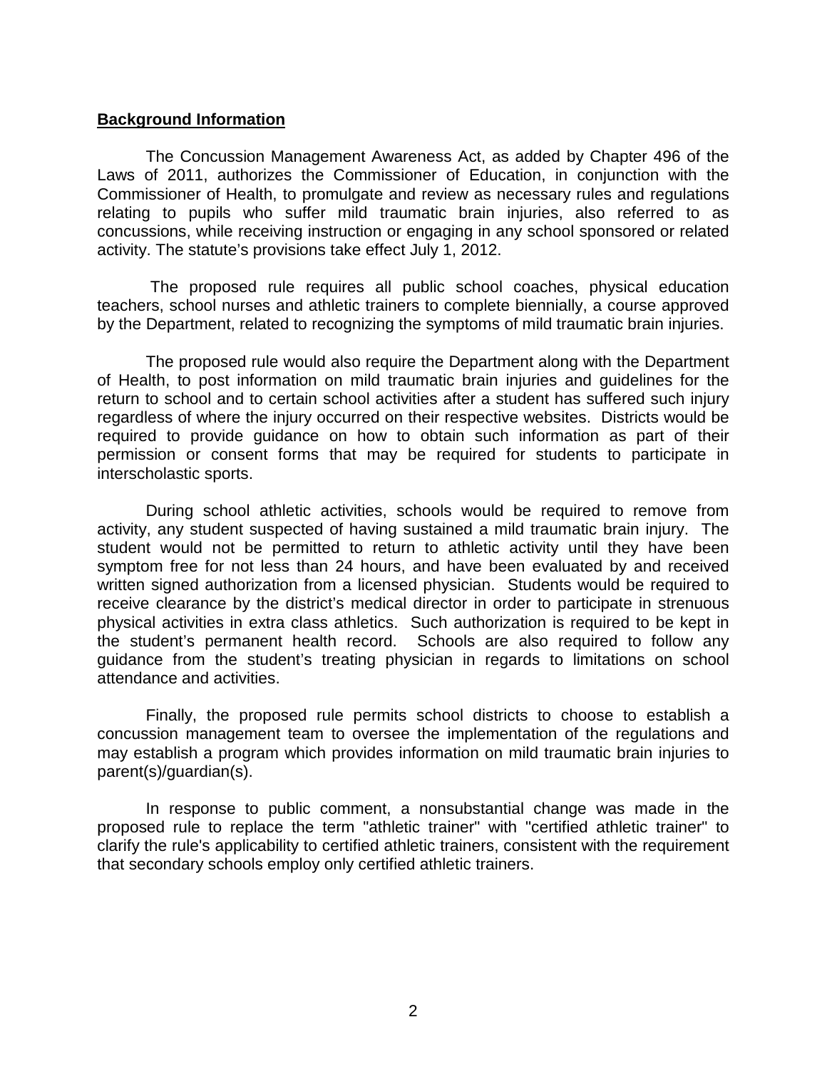**Background Information**

The Concussion Management Awareness Act, as added by Chapter 496 of the Laws of 2011, authorizes the Commissioner of Education, in conjunction with the Commissioner of Health, to promulgate and review as necessary rules and regulations relating to pupils who suffer mild traumatic brain injuries, also referred to as concussions, while receiving instruction or engaging in any school sponsored or related activity. The statute's provisions take effect July 1, 2012.

The proposed rule requires all public school coaches, physical education teachers, school nurses and athletic trainers to complete biennially, a course approved by the Department, related to recognizing the symptoms of mild traumatic brain injuries.

The proposed rule would also require the Department along with the Department of Health, to post information on mild traumatic brain injuries and guidelines for the return to school and to certain school activities after a student has suffered such injury regardless of where the injury occurred on their respective websites. Districts would be required to provide guidance on how to obtain such information as part of their permission or consent forms that may be required for students to participate in interscholastic sports.

During school athletic activities, schools would be required to remove from activity, any student suspected of having sustained a mild traumatic brain injury. The student would not be permitted to return to athletic activity until they have been symptom free for not less than 24 hours, and have been evaluated by and received written signed authorization from a licensed physician. Students would be required to receive clearance by the district's medical director in order to participate in strenuous physical activities in extra class athletics. Such authorization is required to be kept in the student's permanent health record. Schools are also required to follow any guidance from the student's treating physician in regards to limitations on school attendance and activities.

Finally, the proposed rule permits school districts to choose to establish a concussion management team to oversee the implementation of the regulations and may establish a program which provides information on mild traumatic brain injuries to parent(s)/guardian(s).

In response to public comment, a nonsubstantial change was made in the proposed rule to replace the term "athletic trainer" with "certified athletic trainer" to clarify the rule's applicability to certified athletic trainers, consistent with the requirement that secondary schools employ only certified athletic trainers.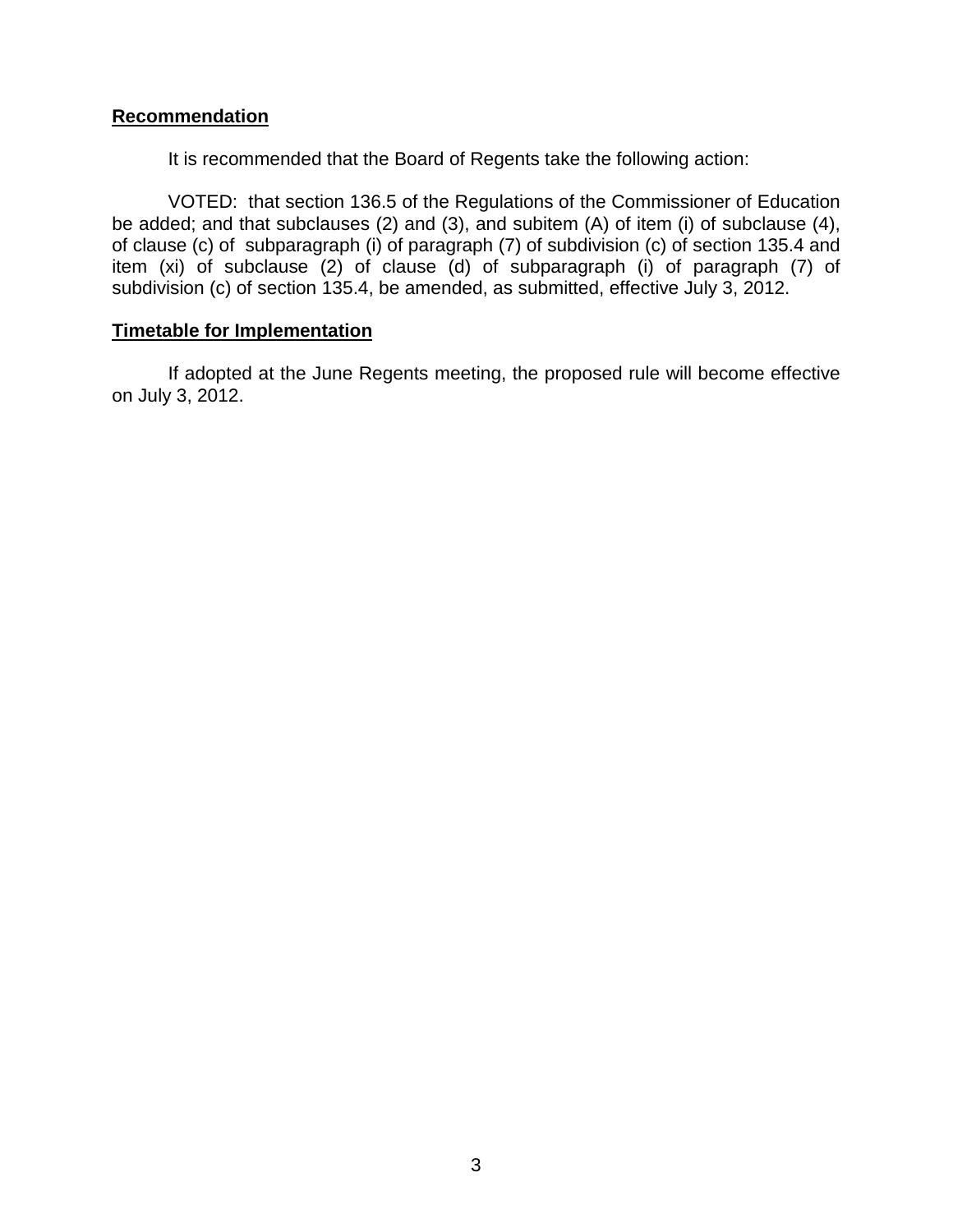**Recommendation**

It is recommended that the Board of Regents take the following action:

VOTED: that section 136.5 of the Regulations of the Commissioner of Education be added; and that subclauses (2) and (3), and subitem (A) of item (i) of subclause (4), of clause (c) of subparagraph (i) of paragraph (7) of subdivision (c) of section 135.4 and item (xi) of subclause (2) of clause (d) of subparagraph (i) of paragraph (7) of subdivision (c) of section 135.4, be amended, as submitted, effective July 3, 2012.

**Timetable for Implementation**

If adopted at the June Regents meeting, the proposed rule will become effective on July 3, 2012.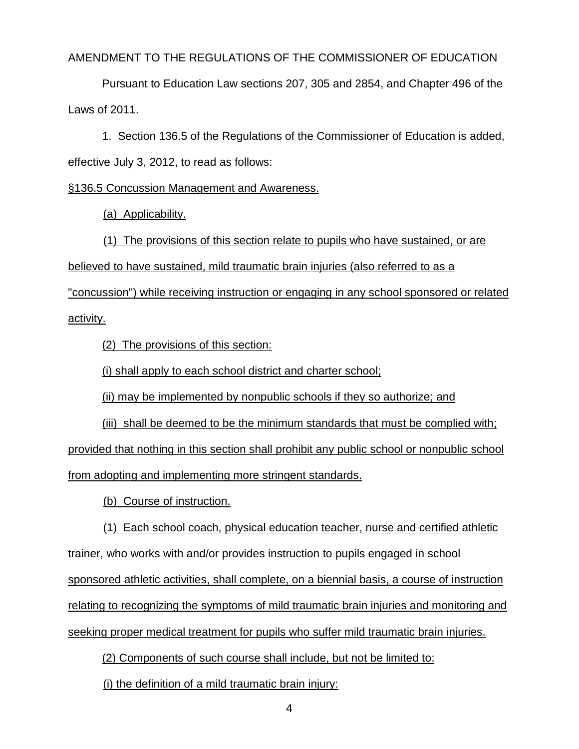AMENDMENT TO THE REGULATIONS OF THE COMMISSIONER OF EDUCATION

Pursuant to Education Law sections 207, 305 and 2854, and Chapter 496 of the Laws of 2011.

1. Section 136.5 of the Regulations of the Commissioner of Education is added, effective July 3, 2012, to read as follows:

§136.5 Concussion Management and Awareness.

(a) Applicability.

(1) The provisions of this section relate to pupils who have sustained, or are believed to have sustained, mild traumatic brain injuries (also referred to as a "concussion") while receiving instruction or engaging in any school sponsored or related activity.

(2) The provisions of this section:

(i) shall apply to each school district and charter school;

(ii) may be implemented by nonpublic schools if they so authorize; and

(iii) shall be deemed to be the minimum standards that must be complied with; provided that nothing in this section shall prohibit any public school or nonpublic school from adopting and implementing more stringent standards.

(b) Course of instruction.

(1) Each school coach, physical education teacher, nurse and certified athletic trainer, who works with and/or provides instruction to pupils engaged in school sponsored athletic activities, shall complete, on a biennial basis, a course of instruction relating to recognizing the symptoms of mild traumatic brain injuries and monitoring and seeking proper medical treatment for pupils who suffer mild traumatic brain injuries.

(2) Components of such course shall include, but not be limited to:

(i) the definition of a mild traumatic brain injury: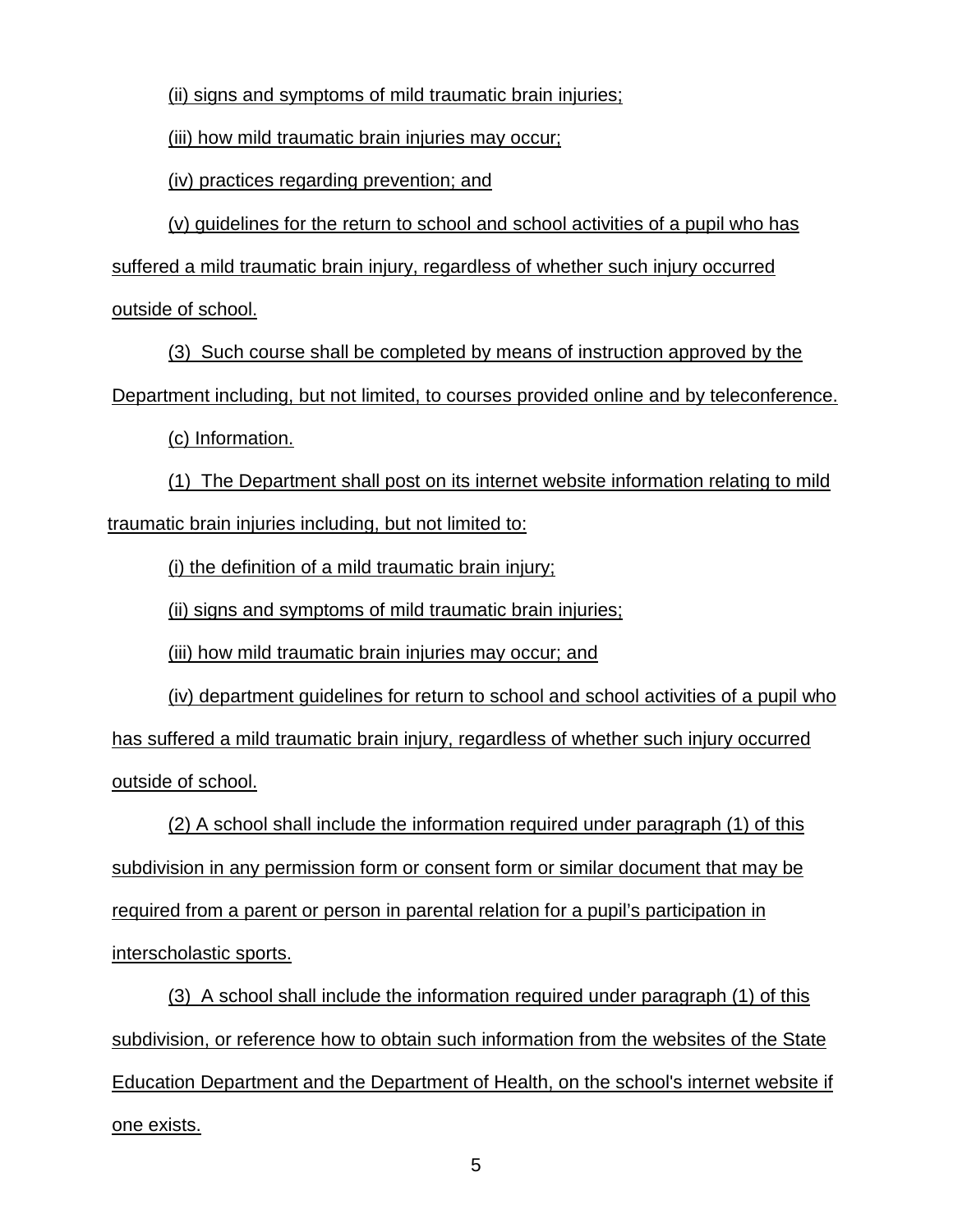(ii) signs and symptoms of mild traumatic brain injuries;

(iii) how mild traumatic brain injuries may occur;

(iv) practices regarding prevention; and

(v) guidelines for the return to school and school activities of a pupil who has suffered a mild traumatic brain injury, regardless of whether such injury occurred outside of school.

(3) Such course shall be completed by means of instruction approved by the Department including, but not limited, to courses provided online and by teleconference.

(c) Information.

(1) The Department shall post on its internet website information relating to mild traumatic brain injuries including, but not limited to:

(i) the definition of a mild traumatic brain injury;

(ii) signs and symptoms of mild traumatic brain injuries;

(iii) how mild traumatic brain injuries may occur; and

(iv) department guidelines for return to school and school activities of a pupil who has suffered a mild traumatic brain injury, regardless of whether such injury occurred outside of school.

(2) A school shall include the information required under paragraph (1) of this subdivision in any permission form or consent form or similar document that may be required from a parent or person in parental relation for a pupil's participation in interscholastic sports.

(3) A school shall include the information required under paragraph (1) of this subdivision, or reference how to obtain such information from the websites of the State Education Department and the Department of Health, on the school's internet website if one exists.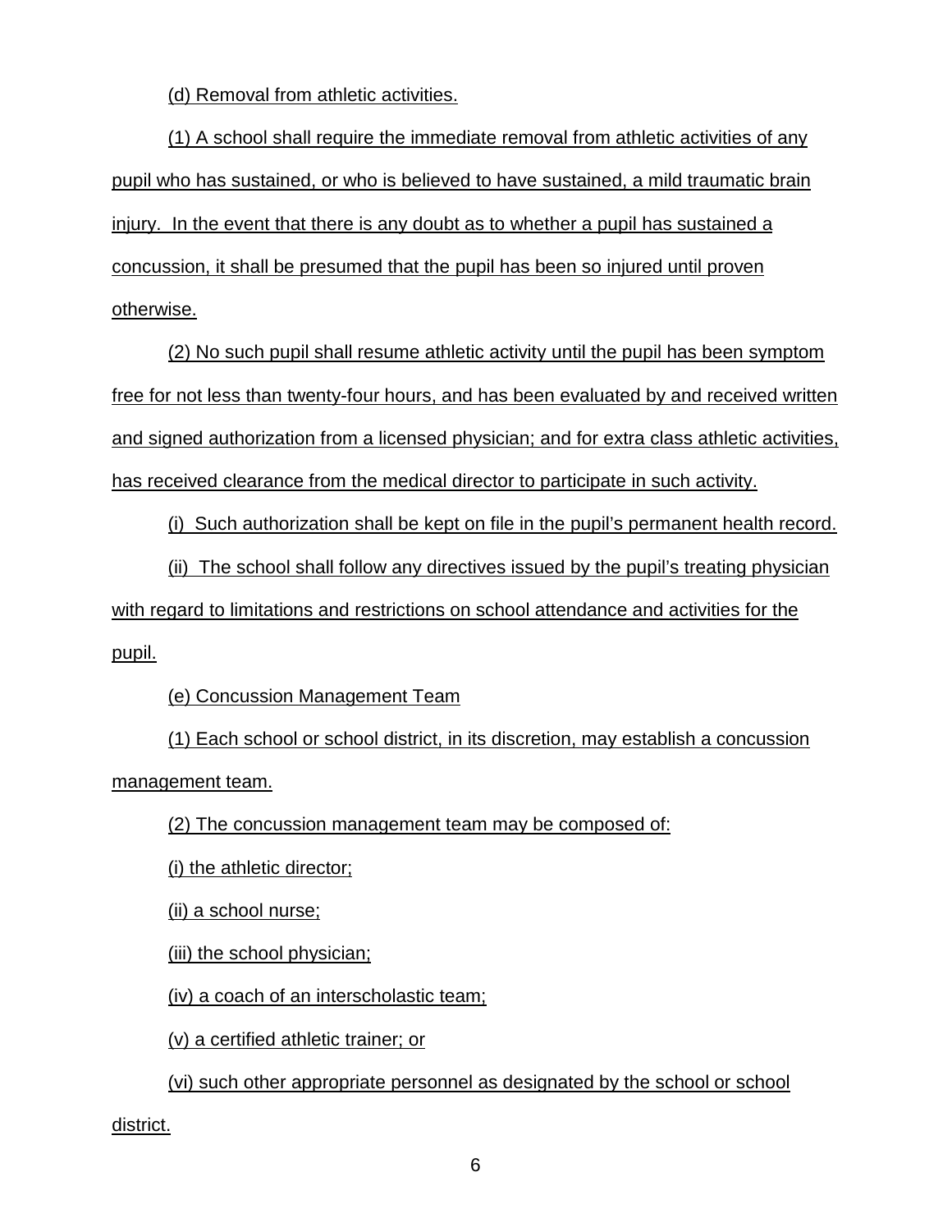(d) Removal from athletic activities.

(1) A school shall require the immediate removal from athletic activities of any pupil who has sustained, or who is believed to have sustained, a mild traumatic brain injury. In the event that there is any doubt as to whether a pupil has sustained a concussion, it shall be presumed that the pupil has been so injured until proven otherwise.

(2) No such pupil shall resume athletic activity until the pupil has been symptom free for not less than twenty-four hours, and has been evaluated by and received written and signed authorization from a licensed physician; and for extra class athletic activities, has received clearance from the medical director to participate in such activity.

(i) Such authorization shall be kept on file in the pupil's permanent health record.

(ii) The school shall follow any directives issued by the pupil's treating physician with regard to limitations and restrictions on school attendance and activities for the pupil.

(e) Concussion Management Team

(1) Each school or school district, in its discretion, may establish a concussion management team.

(2) The concussion management team may be composed of:

(i) the athletic director;

(ii) a school nurse;

(iii) the school physician;

(iv) a coach of an interscholastic team;

(v) a certified athletic trainer; or

(vi) such other appropriate personnel as designated by the school or school district.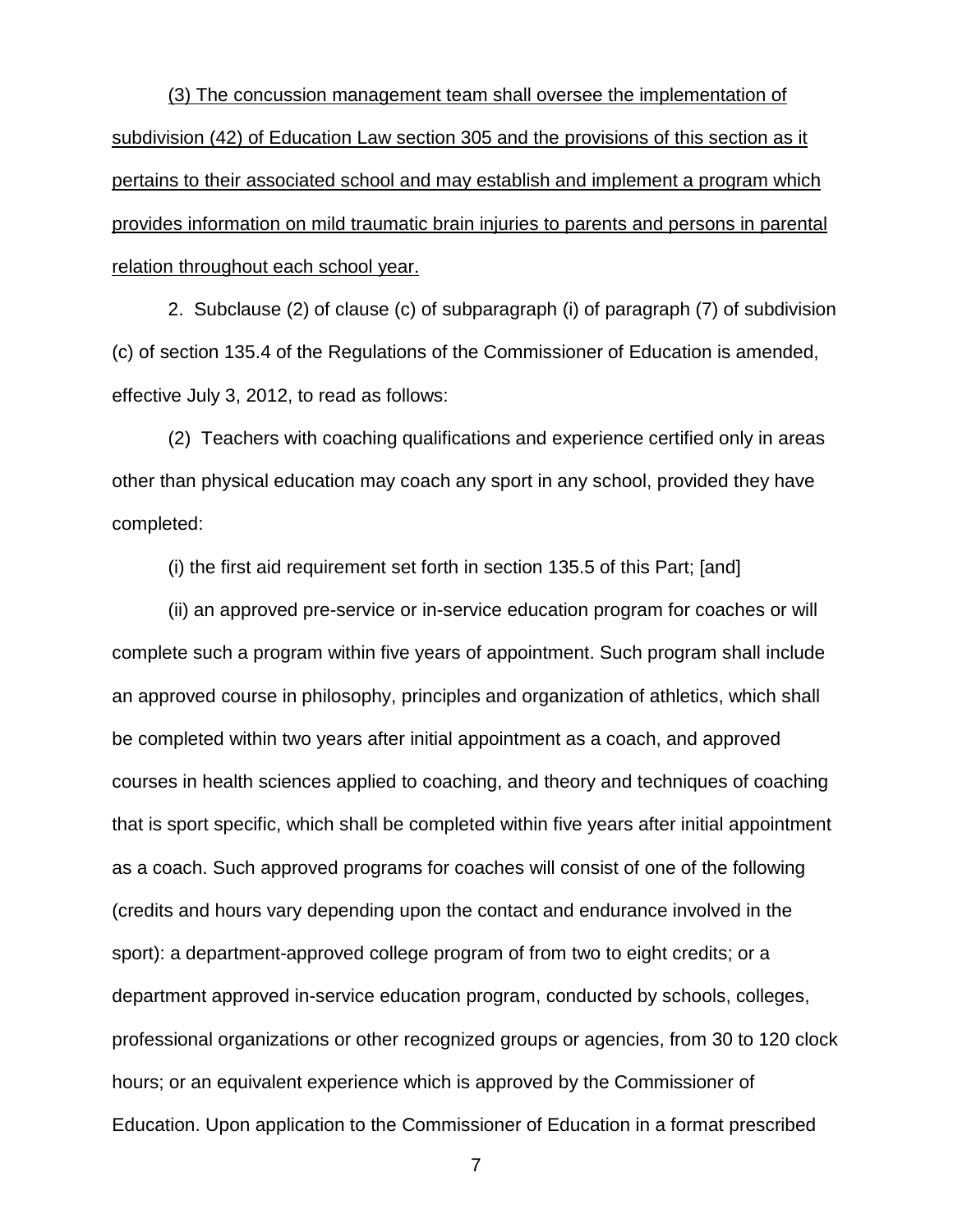<u>(3) The concussion management team shall oversee the implementation of subdivision (42) of Education Law section 305 and the provisions of this section as it pertains to their associated school and may establish and implement a program which provides information on mild traumatic brain injuries to parents and persons in parental relation throughout each school year.</u>

2. Subclause (2) of clause (c) of subparagraph (i) of paragraph (7) of subdivision (c) of section 135.4 of the Regulations of the Commissioner of Education is amended, effective July 3, 2012, to read as follows:

(2) Teachers with coaching qualifications and experience certified only in areas other than physical education may coach any sport in any school, provided they have completed:

(i) the first aid requirement set forth in section 135.5 of this Part; [and]

(ii) an approved pre-service or in-service education program for coaches or will complete such a program within five years of appointment. Such program shall include an approved course in philosophy, principles and organization of athletics, which shall be completed within two years after initial appointment as a coach, and approved courses in health sciences applied to coaching, and theory and techniques of coaching that is sport specific, which shall be completed within five years after initial appointment as a coach. Such approved programs for coaches will consist of one of the following (credits and hours vary depending upon the contact and endurance involved in the sport): a department-approved college program of from two to eight credits; or a department approved in-service education program, conducted by schools, colleges, professional organizations or other recognized groups or agencies, from 30 to 120 clock hours; or an equivalent experience which is approved by the Commissioner of Education. Upon application to the Commissioner of Education in a format prescribed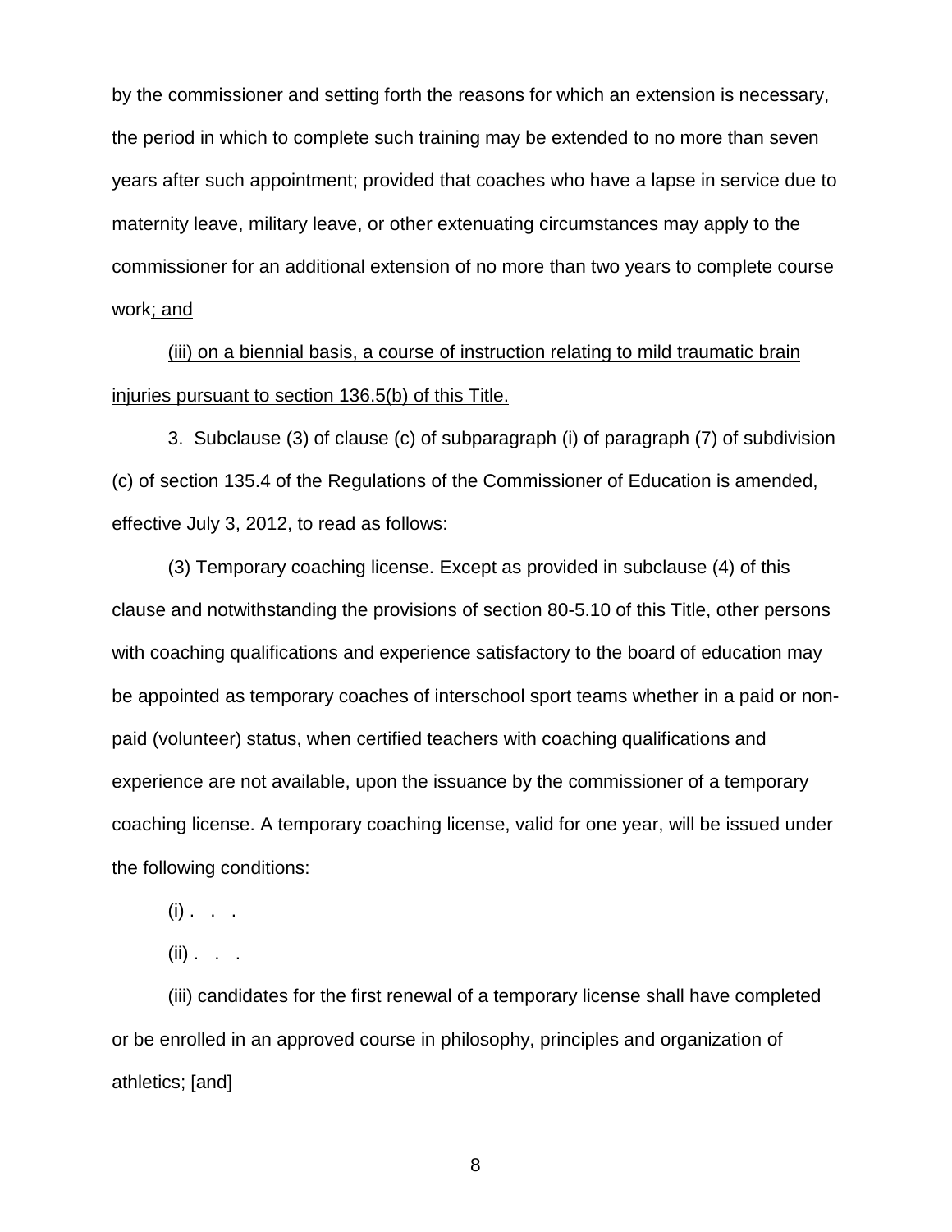by the commissioner and setting forth the reasons for which an extension is necessary, the period in which to complete such training may be extended to no more than seven years after such appointment; provided that coaches who have a lapse in service due to maternity leave, military leave, or other extenuating circumstances may apply to the commissioner for an additional extension of no more than two years to complete course work<u>; and</u>

<u>(iii) on a biennial basis, a course of instruction relating to mild traumatic brain injuries pursuant to section 136.5(b) of this Title.</u>

3. Subclause (3) of clause (c) of subparagraph (i) of paragraph (7) of subdivision (c) of section 135.4 of the Regulations of the Commissioner of Education is amended, effective July 3, 2012, to read as follows:

(3) Temporary coaching license. Except as provided in subclause (4) of this clause and notwithstanding the provisions of section 80-5.10 of this Title, other persons with coaching qualifications and experience satisfactory to the board of education may be appointed as temporary coaches of interschool sport teams whether in a paid or non-paid (volunteer) status, when certified teachers with coaching qualifications and experience are not available, upon the issuance by the commissioner of a temporary coaching license. A temporary coaching license, valid for one year, will be issued under the following conditions:

(i) . . .

(ii) . . .

(iii) candidates for the first renewal of a temporary license shall have completed or be enrolled in an approved course in philosophy, principles and organization of athletics; [and]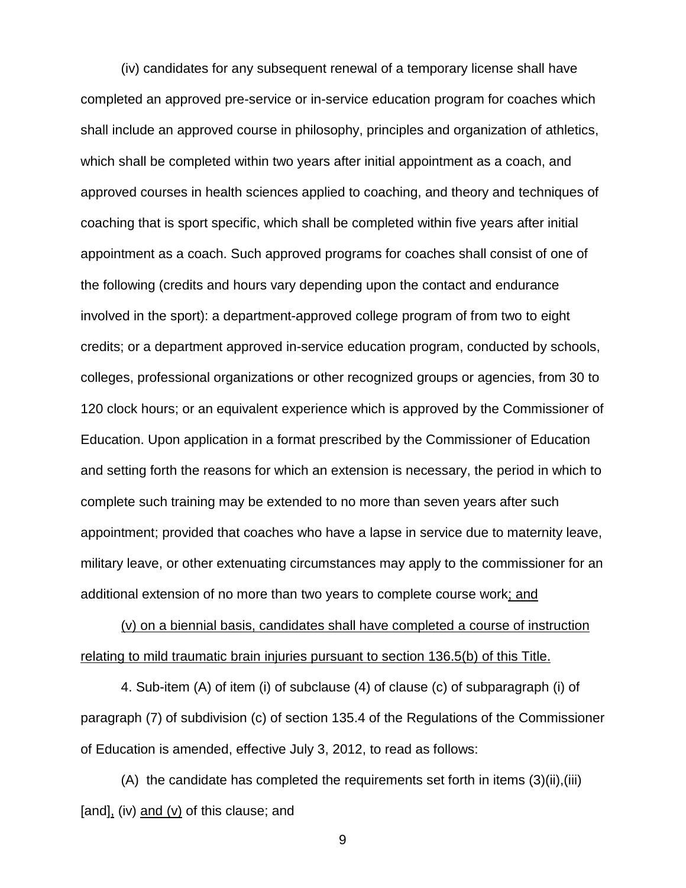(iv) candidates for any subsequent renewal of a temporary license shall have completed an approved pre-service or in-service education program for coaches which shall include an approved course in philosophy, principles and organization of athletics, which shall be completed within two years after initial appointment as a coach, and approved courses in health sciences applied to coaching, and theory and techniques of coaching that is sport specific, which shall be completed within five years after initial appointment as a coach. Such approved programs for coaches shall consist of one of the following (credits and hours vary depending upon the contact and endurance involved in the sport): a department-approved college program of from two to eight credits; or a department approved in-service education program, conducted by schools, colleges, professional organizations or other recognized groups or agencies, from 30 to 120 clock hours; or an equivalent experience which is approved by the Commissioner of Education. Upon application in a format prescribed by the Commissioner of Education and setting forth the reasons for which an extension is necessary, the period in which to complete such training may be extended to no more than seven years after such appointment; provided that coaches who have a lapse in service due to maternity leave, military leave, or other extenuating circumstances may apply to the commissioner for an additional extension of no more than two years to complete course work; and

(v) on a biennial basis, candidates shall have completed a course of instruction relating to mild traumatic brain injuries pursuant to section 136.5(b) of this Title.

4. Sub-item (A) of item (i) of subclause (4) of clause (c) of subparagraph (i) of paragraph (7) of subdivision (c) of section 135.4 of the Regulations of the Commissioner of Education is amended, effective July 3, 2012, to read as follows:

(A) the candidate has completed the requirements set forth in items (3)(ii),(iii) [and], (iv) and (v) of this clause; and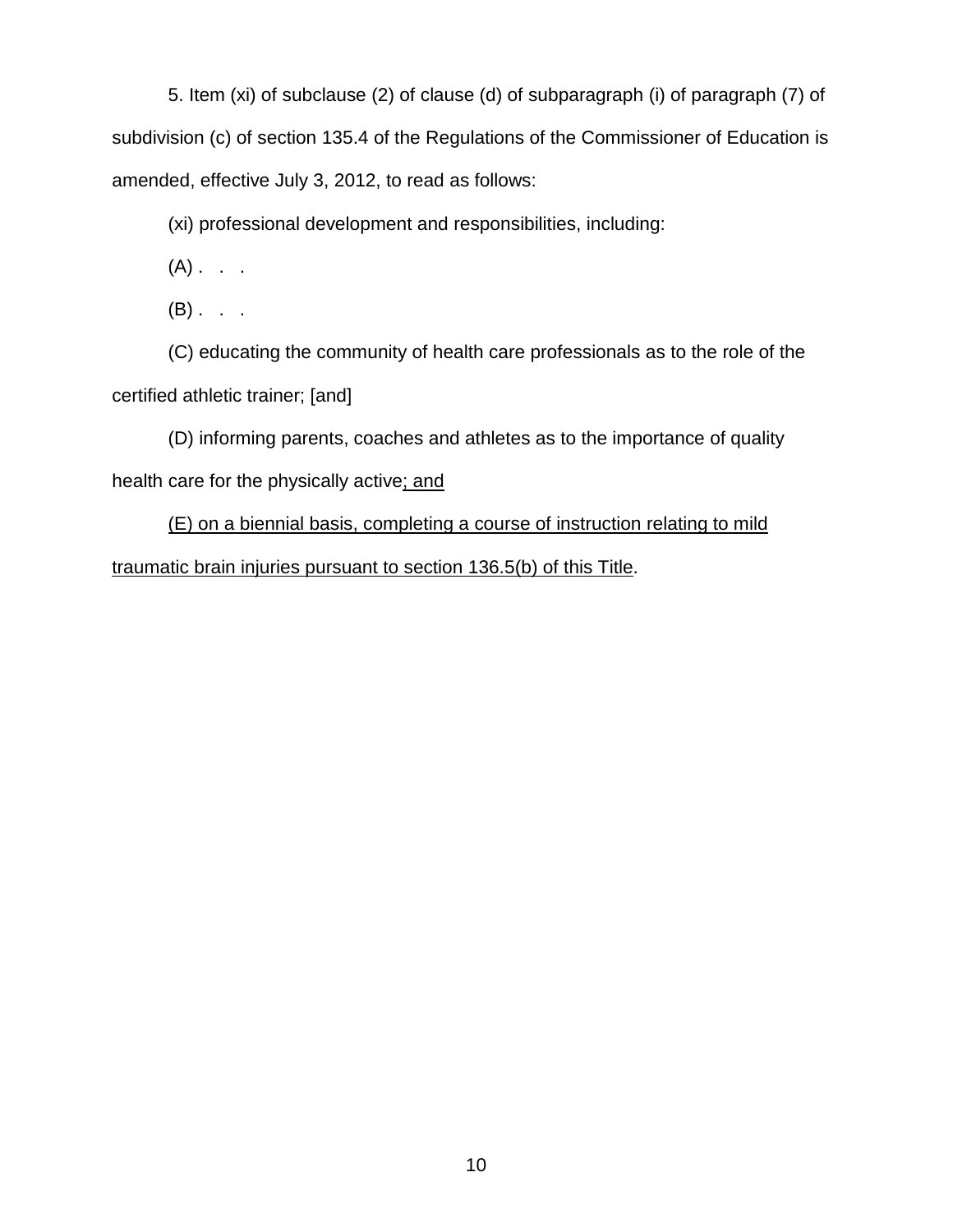5. Item (xi) of subclause (2) of clause (d) of subparagraph (i) of paragraph (7) of subdivision (c) of section 135.4 of the Regulations of the Commissioner of Education is amended, effective July 3, 2012, to read as follows:

(xi) professional development and responsibilities, including:

(A) . . .

(B) . . .

(C) educating the community of health care professionals as to the role of the certified athletic trainer; [and]

(D) informing parents, coaches and athletes as to the importance of quality health care for the physically active<u>; and</u>

<u>(E) on a biennial basis, completing a course of instruction relating to mild traumatic brain injuries pursuant to section 136.5(b) of this Title</u>.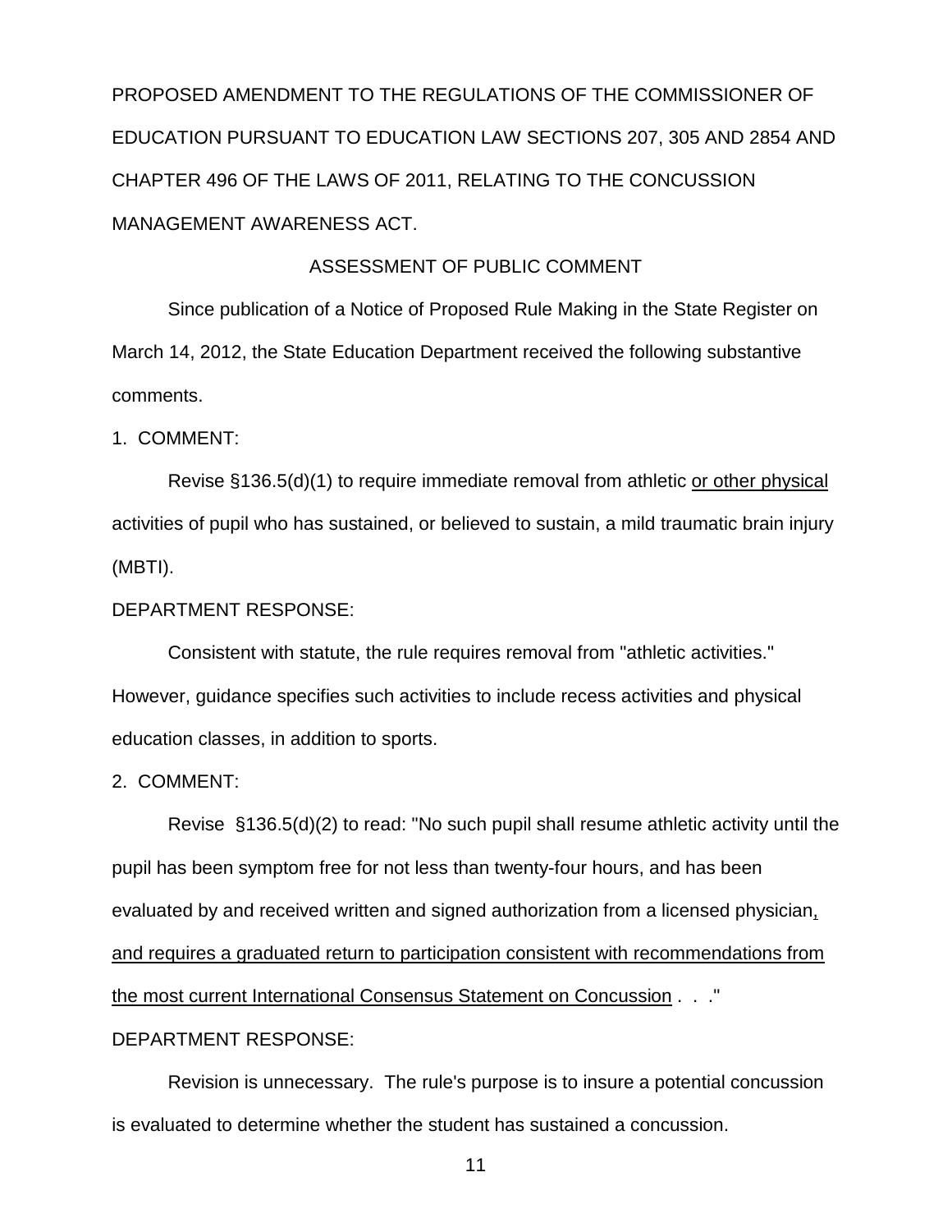PROPOSED AMENDMENT TO THE REGULATIONS OF THE COMMISSIONER OF EDUCATION PURSUANT TO EDUCATION LAW SECTIONS 207, 305 AND 2854 AND CHAPTER 496 OF THE LAWS OF 2011, RELATING TO THE CONCUSSION MANAGEMENT AWARENESS ACT.

ASSESSMENT OF PUBLIC COMMENT

Since publication of a Notice of Proposed Rule Making in the State Register on March 14, 2012, the State Education Department received the following substantive comments.

1. COMMENT:

Revise §136.5(d)(1) to require immediate removal from athletic <u>or other physical</u> activities of pupil who has sustained, or believed to sustain, a mild traumatic brain injury (MBTI).

DEPARTMENT RESPONSE:

Consistent with statute, the rule requires removal from "athletic activities." However, guidance specifies such activities to include recess activities and physical education classes, in addition to sports.

2. COMMENT:

Revise §136.5(d)(2) to read: "No such pupil shall resume athletic activity until the pupil has been symptom free for not less than twenty-four hours, and has been evaluated by and received written and signed authorization from a licensed physician<u>, and requires a graduated return to participation consistent with recommendations from the most current International Consensus Statement on Concussion</u> . . ."

DEPARTMENT RESPONSE:

Revision is unnecessary. The rule's purpose is to insure a potential concussion is evaluated to determine whether the student has sustained a concussion.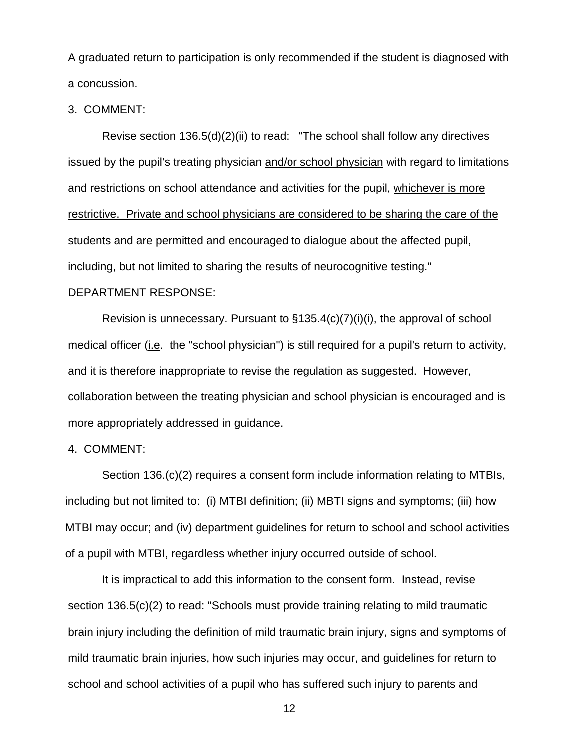A graduated return to participation is only recommended if the student is diagnosed with a concussion.

3. COMMENT:

Revise section 136.5(d)(2)(ii) to read: "The school shall follow any directives issued by the pupil's treating physician <u>and/or school physician</u> with regard to limitations and restrictions on school attendance and activities for the pupil, <u>whichever is more restrictive. Private and school physicians are considered to be sharing the care of the students and are permitted and encouraged to dialogue about the affected pupil, including, but not limited to sharing the results of neurocognitive testing</u>."

DEPARTMENT RESPONSE:

Revision is unnecessary. Pursuant to §135.4(c)(7)(i)(i), the approval of school medical officer (<u>i.e</u>. the "school physician") is still required for a pupil's return to activity, and it is therefore inappropriate to revise the regulation as suggested. However, collaboration between the treating physician and school physician is encouraged and is more appropriately addressed in guidance.

4. COMMENT:

Section 136.(c)(2) requires a consent form include information relating to MTBIs, including but not limited to: (i) MTBI definition; (ii) MBTI signs and symptoms; (iii) how MTBI may occur; and (iv) department guidelines for return to school and school activities of a pupil with MTBI, regardless whether injury occurred outside of school.

It is impractical to add this information to the consent form. Instead, revise section 136.5(c)(2) to read: "Schools must provide training relating to mild traumatic brain injury including the definition of mild traumatic brain injury, signs and symptoms of mild traumatic brain injuries, how such injuries may occur, and guidelines for return to school and school activities of a pupil who has suffered such injury to parents and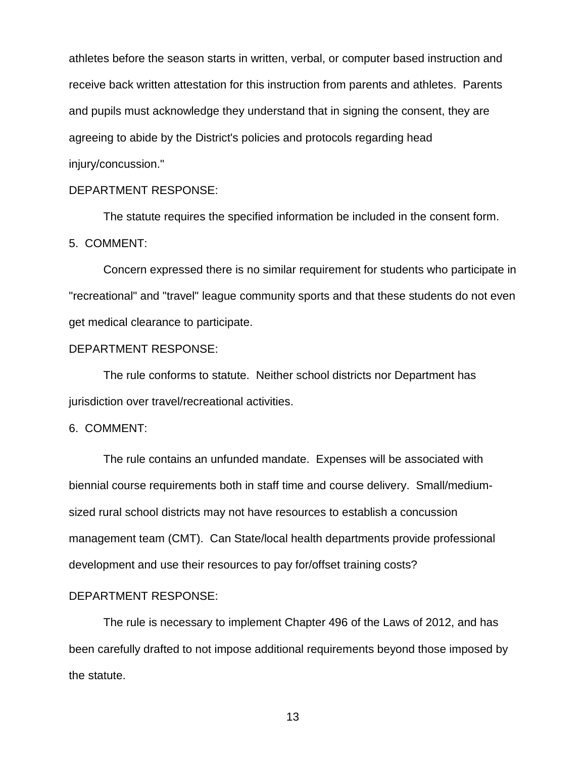athletes before the season starts in written, verbal, or computer based instruction and receive back written attestation for this instruction from parents and athletes. Parents and pupils must acknowledge they understand that in signing the consent, they are agreeing to abide by the District's policies and protocols regarding head injury/concussion."

DEPARTMENT RESPONSE:

The statute requires the specified information be included in the consent form.

5. COMMENT:

Concern expressed there is no similar requirement for students who participate in "recreational" and "travel" league community sports and that these students do not even get medical clearance to participate.

DEPARTMENT RESPONSE:

The rule conforms to statute. Neither school districts nor Department has jurisdiction over travel/recreational activities.

6. COMMENT:

The rule contains an unfunded mandate. Expenses will be associated with biennial course requirements both in staff time and course delivery. Small/medium-sized rural school districts may not have resources to establish a concussion management team (CMT). Can State/local health departments provide professional development and use their resources to pay for/offset training costs?

DEPARTMENT RESPONSE:

The rule is necessary to implement Chapter 496 of the Laws of 2012, and has been carefully drafted to not impose additional requirements beyond those imposed by the statute.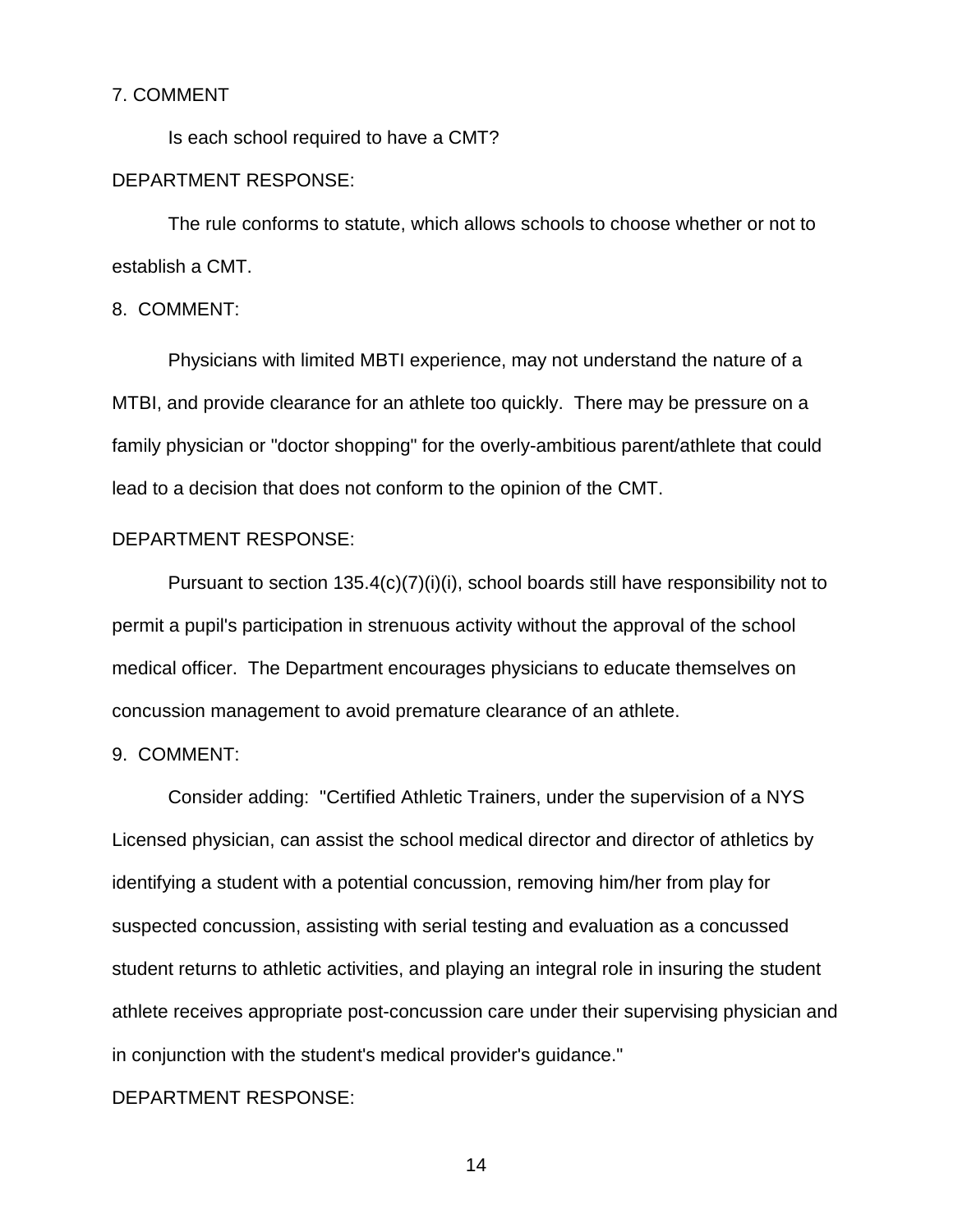7. COMMENT

Is each school required to have a CMT?

DEPARTMENT RESPONSE:

The rule conforms to statute, which allows schools to choose whether or not to establish a CMT.

8. COMMENT:

Physicians with limited MBTI experience, may not understand the nature of a MTBI, and provide clearance for an athlete too quickly. There may be pressure on a family physician or "doctor shopping" for the overly-ambitious parent/athlete that could lead to a decision that does not conform to the opinion of the CMT.

DEPARTMENT RESPONSE:

Pursuant to section 135.4(c)(7)(i)(i), school boards still have responsibility not to permit a pupil's participation in strenuous activity without the approval of the school medical officer. The Department encourages physicians to educate themselves on concussion management to avoid premature clearance of an athlete.

9. COMMENT:

Consider adding: "Certified Athletic Trainers, under the supervision of a NYS Licensed physician, can assist the school medical director and director of athletics by identifying a student with a potential concussion, removing him/her from play for suspected concussion, assisting with serial testing and evaluation as a concussed student returns to athletic activities, and playing an integral role in insuring the student athlete receives appropriate post-concussion care under their supervising physician and in conjunction with the student's medical provider's guidance."

DEPARTMENT RESPONSE: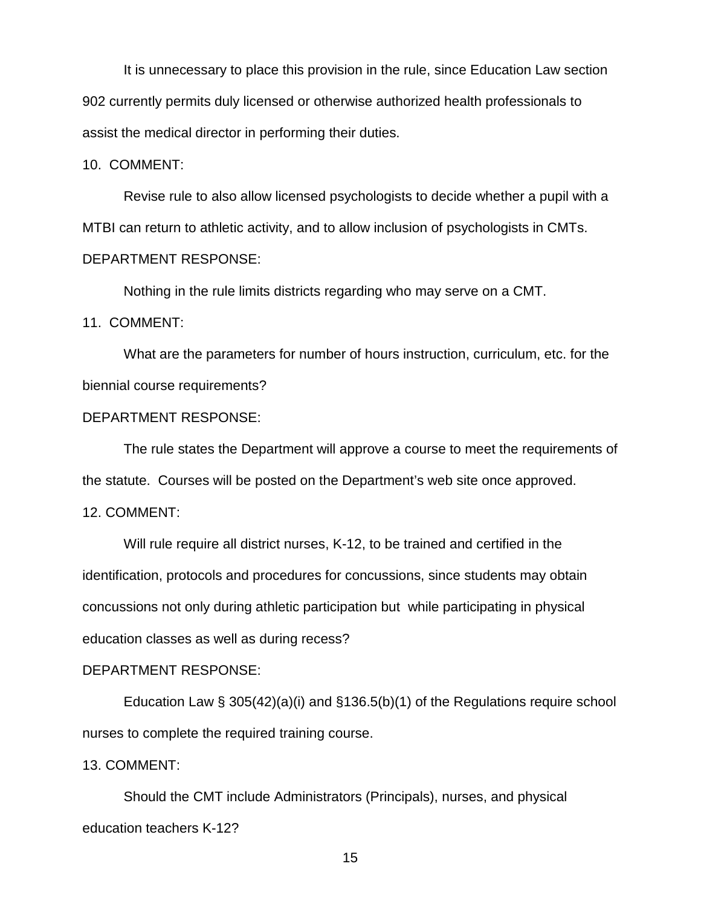It is unnecessary to place this provision in the rule, since Education Law section 902 currently permits duly licensed or otherwise authorized health professionals to assist the medical director in performing their duties.

10. COMMENT:

Revise rule to also allow licensed psychologists to decide whether a pupil with a MTBI can return to athletic activity, and to allow inclusion of psychologists in CMTs.

DEPARTMENT RESPONSE:

Nothing in the rule limits districts regarding who may serve on a CMT.

11. COMMENT:

What are the parameters for number of hours instruction, curriculum, etc. for the biennial course requirements?

DEPARTMENT RESPONSE:

The rule states the Department will approve a course to meet the requirements of the statute. Courses will be posted on the Department's web site once approved.

12. COMMENT:

Will rule require all district nurses, K-12, to be trained and certified in the identification, protocols and procedures for concussions, since students may obtain concussions not only during athletic participation but while participating in physical education classes as well as during recess?

DEPARTMENT RESPONSE:

Education Law § 305(42)(a)(i) and §136.5(b)(1) of the Regulations require school nurses to complete the required training course.

13. COMMENT:

Should the CMT include Administrators (Principals), nurses, and physical education teachers K-12?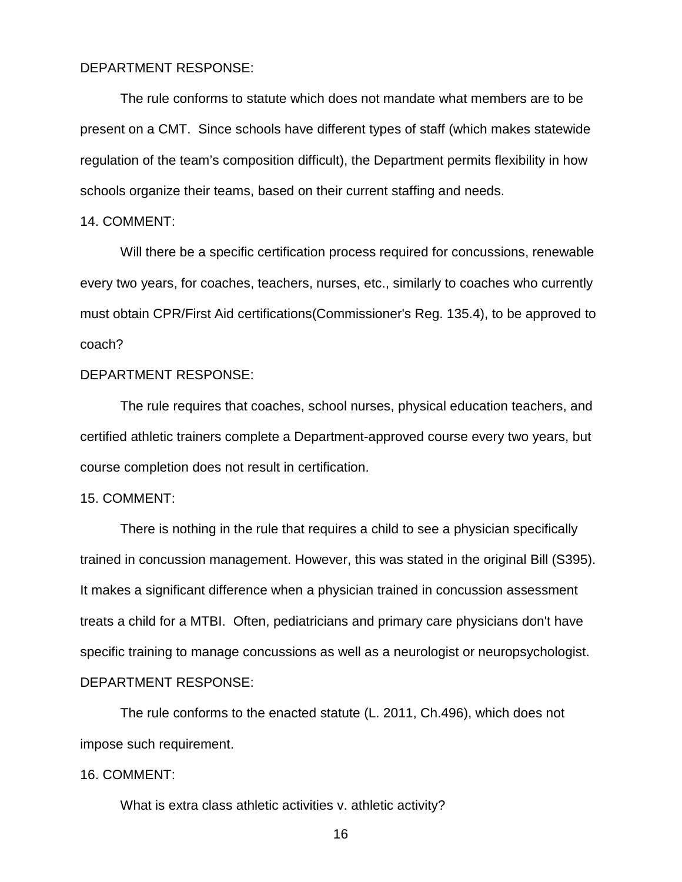DEPARTMENT RESPONSE:

The rule conforms to statute which does not mandate what members are to be present on a CMT. Since schools have different types of staff (which makes statewide regulation of the team's composition difficult), the Department permits flexibility in how schools organize their teams, based on their current staffing and needs.

14. COMMENT:

Will there be a specific certification process required for concussions, renewable every two years, for coaches, teachers, nurses, etc., similarly to coaches who currently must obtain CPR/First Aid certifications(Commissioner's Reg. 135.4), to be approved to coach?

DEPARTMENT RESPONSE:

The rule requires that coaches, school nurses, physical education teachers, and certified athletic trainers complete a Department-approved course every two years, but course completion does not result in certification.

15. COMMENT:

There is nothing in the rule that requires a child to see a physician specifically trained in concussion management. However, this was stated in the original Bill (S395). It makes a significant difference when a physician trained in concussion assessment treats a child for a MTBI. Often, pediatricians and primary care physicians don't have specific training to manage concussions as well as a neurologist or neuropsychologist.

DEPARTMENT RESPONSE:

The rule conforms to the enacted statute (L. 2011, Ch.496), which does not impose such requirement.

16. COMMENT:

What is extra class athletic activities v. athletic activity?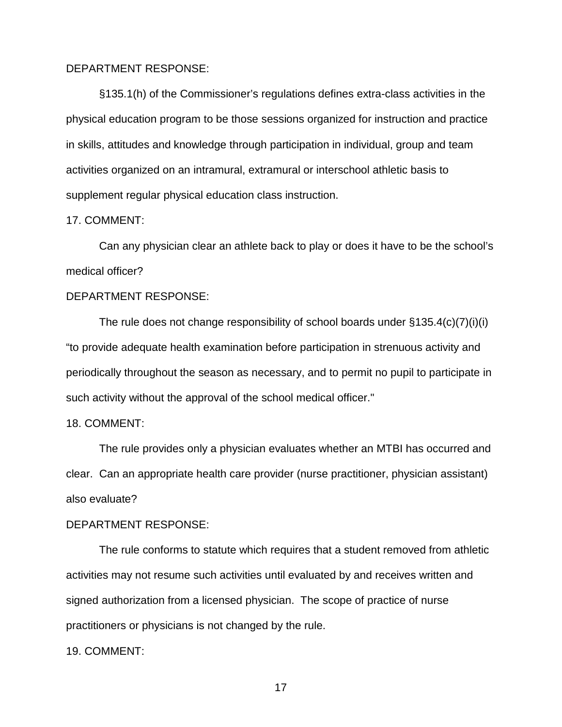DEPARTMENT RESPONSE:

§135.1(h) of the Commissioner's regulations defines extra-class activities in the physical education program to be those sessions organized for instruction and practice in skills, attitudes and knowledge through participation in individual, group and team activities organized on an intramural, extramural or interschool athletic basis to supplement regular physical education class instruction.

17. COMMENT:

Can any physician clear an athlete back to play or does it have to be the school's medical officer?

DEPARTMENT RESPONSE:

The rule does not change responsibility of school boards under §135.4(c)(7)(i)(i) "to provide adequate health examination before participation in strenuous activity and periodically throughout the season as necessary, and to permit no pupil to participate in such activity without the approval of the school medical officer."

18. COMMENT:

The rule provides only a physician evaluates whether an MTBI has occurred and clear. Can an appropriate health care provider (nurse practitioner, physician assistant) also evaluate?

DEPARTMENT RESPONSE:

The rule conforms to statute which requires that a student removed from athletic activities may not resume such activities until evaluated by and receives written and signed authorization from a licensed physician. The scope of practice of nurse practitioners or physicians is not changed by the rule.

19. COMMENT: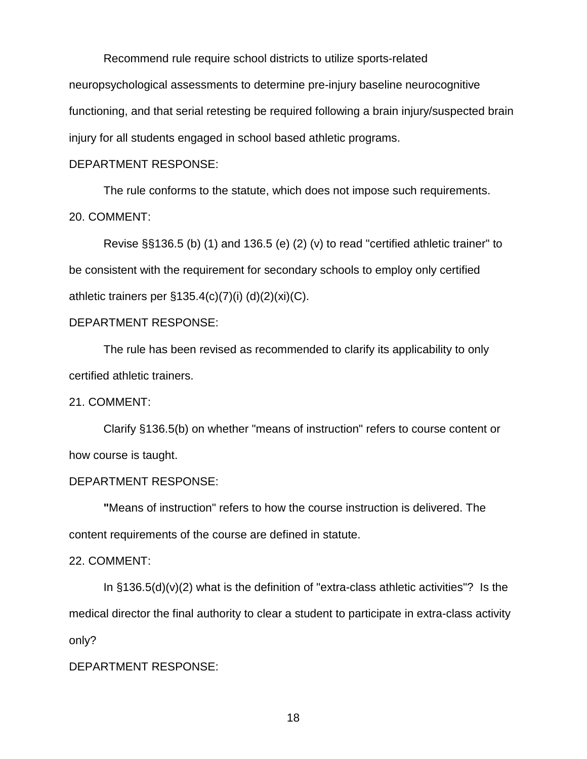Recommend rule require school districts to utilize sports-related neuropsychological assessments to determine pre-injury baseline neurocognitive functioning, and that serial retesting be required following a brain injury/suspected brain injury for all students engaged in school based athletic programs.

DEPARTMENT RESPONSE:

The rule conforms to the statute, which does not impose such requirements.

20. COMMENT:

Revise §§136.5 (b) (1) and 136.5 (e) (2) (v) to read "certified athletic trainer" to be consistent with the requirement for secondary schools to employ only certified athletic trainers per §135.4(c)(7)(i) (d)(2)(xi)(C).

DEPARTMENT RESPONSE:

The rule has been revised as recommended to clarify its applicability to only certified athletic trainers.

21. COMMENT:

Clarify §136.5(b) on whether "means of instruction" refers to course content or how course is taught.

DEPARTMENT RESPONSE:

**"**Means of instruction" refers to how the course instruction is delivered. The content requirements of the course are defined in statute.

22. COMMENT:

In §136.5(d)(v)(2) what is the definition of "extra-class athletic activities"? Is the medical director the final authority to clear a student to participate in extra-class activity only?

DEPARTMENT RESPONSE: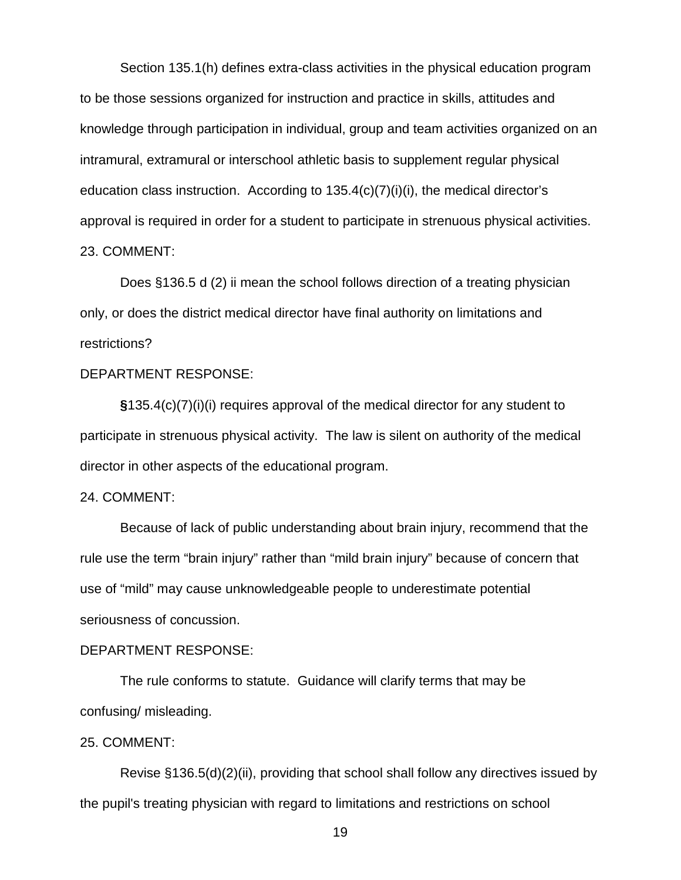Section 135.1(h) defines extra-class activities in the physical education program to be those sessions organized for instruction and practice in skills, attitudes and knowledge through participation in individual, group and team activities organized on an intramural, extramural or interschool athletic basis to supplement regular physical education class instruction. According to 135.4(c)(7)(i)(i), the medical director's approval is required in order for a student to participate in strenuous physical activities.

23. COMMENT:

Does §136.5 d (2) ii mean the school follows direction of a treating physician only, or does the district medical director have final authority on limitations and restrictions?

DEPARTMENT RESPONSE:

**§**135.4(c)(7)(i)(i) requires approval of the medical director for any student to participate in strenuous physical activity. The law is silent on authority of the medical director in other aspects of the educational program.

24. COMMENT:

Because of lack of public understanding about brain injury, recommend that the rule use the term "brain injury" rather than "mild brain injury" because of concern that use of "mild" may cause unknowledgeable people to underestimate potential seriousness of concussion.

DEPARTMENT RESPONSE:

The rule conforms to statute. Guidance will clarify terms that may be confusing/ misleading.

25. COMMENT:

Revise §136.5(d)(2)(ii), providing that school shall follow any directives issued by the pupil's treating physician with regard to limitations and restrictions on school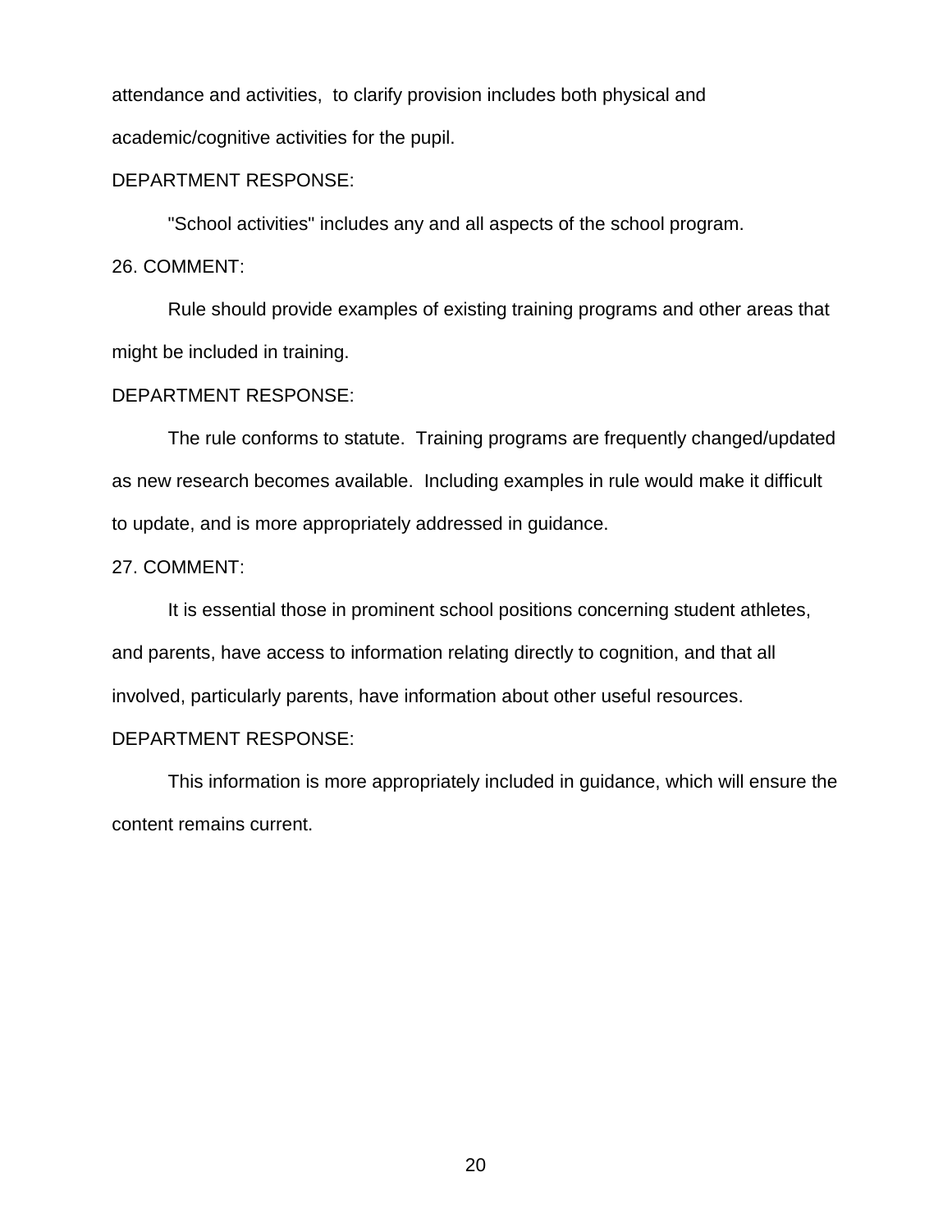attendance and activities, to clarify provision includes both physical and academic/cognitive activities for the pupil.

DEPARTMENT RESPONSE:

"School activities" includes any and all aspects of the school program.

26. COMMENT:

Rule should provide examples of existing training programs and other areas that might be included in training.

DEPARTMENT RESPONSE:

The rule conforms to statute. Training programs are frequently changed/updated as new research becomes available. Including examples in rule would make it difficult to update, and is more appropriately addressed in guidance.

27. COMMENT:

It is essential those in prominent school positions concerning student athletes, and parents, have access to information relating directly to cognition, and that all involved, particularly parents, have information about other useful resources.

DEPARTMENT RESPONSE:

This information is more appropriately included in guidance, which will ensure the content remains current.